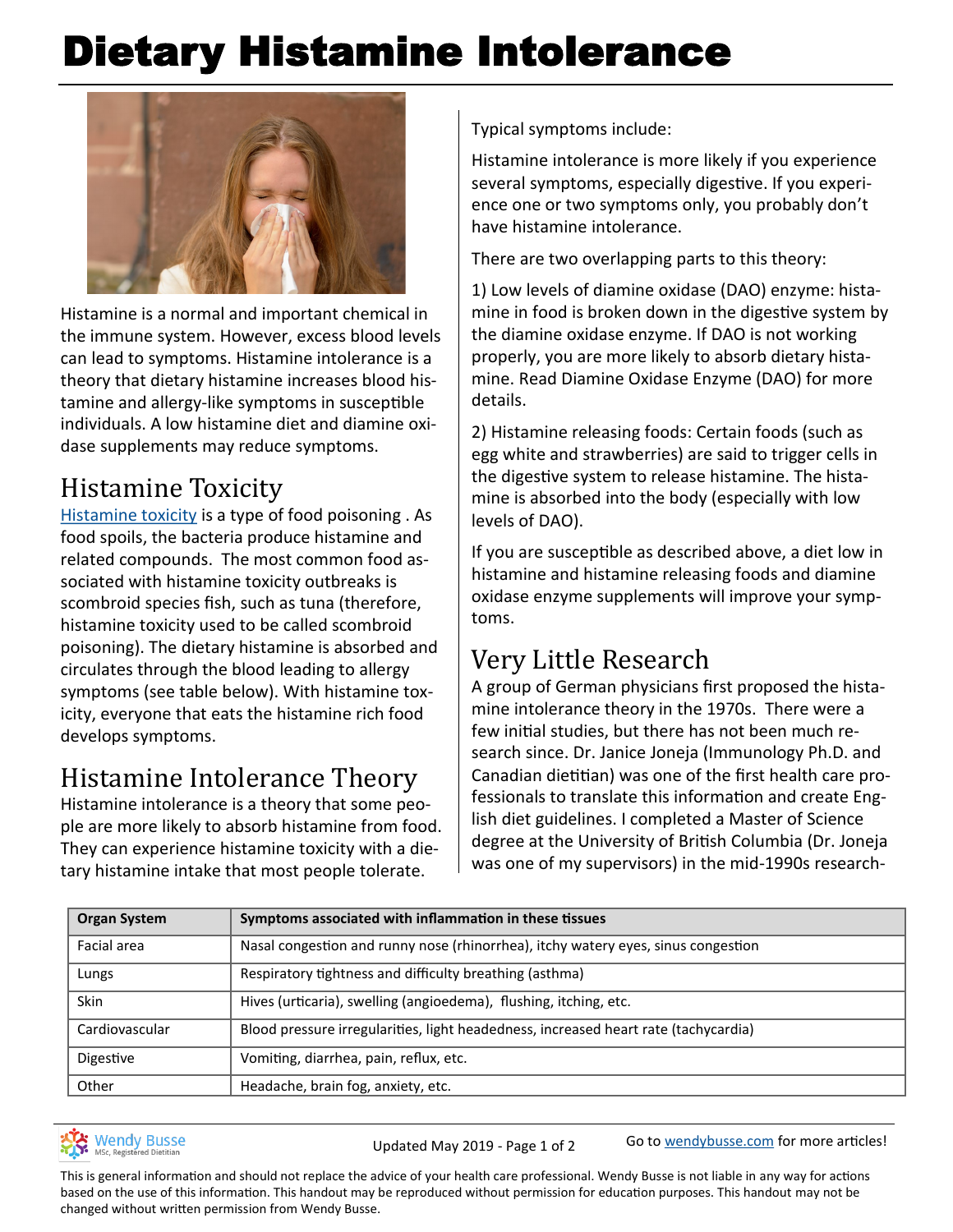# Dietary Histamine Intolerance

Histamine is a normal and important chemical in the immune system. However, excess blood levels can lead to symptoms. Histamine intolerance is a theory that dietary histamine increases blood histamine and allergy-like symptoms in susceptible individuals. A low histamine diet and diamine oxidase supplements may reduce symptoms.

## Histamine Toxicity

[Histamine toxicity](#) is a type of food poisoning . As food spoils, the bacteria produce histamine and related compounds. The most common food associated with histamine toxicity outbreaks is scombroid species fish, such as tuna (therefore, histamine toxicity used to be called scombroid poisoning). The dietary histamine is absorbed and circulates through the blood leading to allergy symptoms (see table below). With histamine toxicity, everyone that eats the histamine rich food develops symptoms.

## Histamine Intolerance Theory

Histamine intolerance is a theory that some people are more likely to absorb histamine from food. They can experience histamine toxicity with a dietary histamine intake that most people tolerate.

Typical symptoms include:

Histamine intolerance is more likely if you experience several symptoms, especially digestive. If you experience one or two symptoms only, you probably don't have histamine intolerance.

There are two overlapping parts to this theory:

1) Low levels of diamine oxidase (DAO) enzyme: histamine in food is broken down in the digestive system by the diamine oxidase enzyme. If DAO is not working properly, you are more likely to absorb dietary histamine. Read Diamine Oxidase Enzyme (DAO) for more details.

2) Histamine releasing foods: Certain foods (such as egg white and strawberries) are said to trigger cells in the digestive system to release histamine. The histamine is absorbed into the body (especially with low levels of DAO).

If you are susceptible as described above, a diet low in histamine and histamine releasing foods and diamine oxidase enzyme supplements will improve your symptoms.

## Very Little Research

A group of German physicians first proposed the histamine intolerance theory in the 1970s. There were a few initial studies, but there has not been much research since. Dr. Janice Joneja (Immunology Ph.D. and Canadian dietitian) was one of the first health care professionals to translate this information and create English diet guidelines. I completed a Master of Science degree at the University of British Columbia (Dr. Joneja was one of my supervisors) in the mid-1990s research-

| Organ System | Symptoms associated with inflammation in these tissues |
|---|---|
| Facial area | Nasal congestion and runny nose (rhinorrhea), itchy watery eyes, sinus congestion |
| Lungs | Respiratory tightness and difficulty breathing (asthma) |
| Skin | Hives (urticaria), swelling (angioedema), flushing, itching, etc. |
| Cardiovascular | Blood pressure irregularities, light headedness, increased heart rate (tachycardia) |
| Digestive | Vomiting, diarrhea, pain, reflux, etc. |
| Other | Headache, brain fog, anxiety, etc. |

Wendy Busse MSc, Registered Dietitian

Updated May 2019

Go to [wendybusse.com](#) for more articles!

This is general information and should not replace the advice of your health care professional. Wendy Busse is not liable in any way for actions based on the use of this information. This handout may be reproduced without permission for education purposes. This handout may not be changed without written permission from Wendy Busse.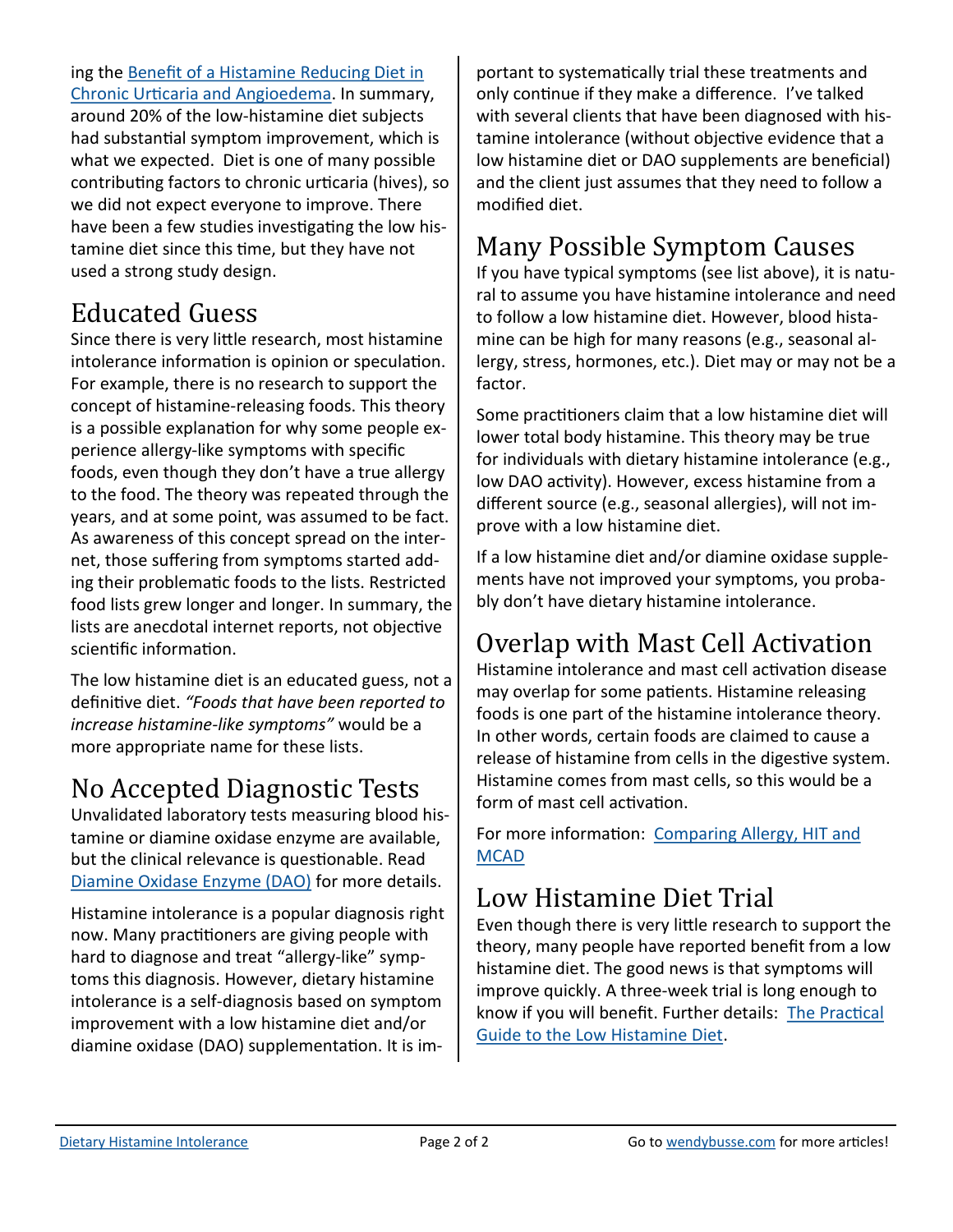ing the [Benefit of a Histamine Reducing Diet in Chronic Urticaria and Angioedema](). In summary, around 20% of the low-histamine diet subjects had substantial symptom improvement, which is what we expected. Diet is one of many possible contributing factors to chronic urticaria (hives), so we did not expect everyone to improve. There have been a few studies investigating the low histamine diet since this time, but they have not used a strong study design.

## Educated Guess

Since there is very little research, most histamine intolerance information is opinion or speculation. For example, there is no research to support the concept of histamine-releasing foods. This theory is a possible explanation for why some people experience allergy-like symptoms with specific foods, even though they don't have a true allergy to the food. The theory was repeated through the years, and at some point, was assumed to be fact. As awareness of this concept spread on the internet, those suffering from symptoms started adding their problematic foods to the lists. Restricted food lists grew longer and longer. In summary, the lists are anecdotal internet reports, not objective scientific information.

The low histamine diet is an educated guess, not a definitive diet. *"Foods that have been reported to increase histamine-like symptoms"* would be a more appropriate name for these lists.

## No Accepted Diagnostic Tests

Unvalidated laboratory tests measuring blood histamine or diamine oxidase enzyme are available, but the clinical relevance is questionable. Read [Diamine Oxidase Enzyme (DAO)]() for more details.

Histamine intolerance is a popular diagnosis right now. Many practitioners are giving people with hard to diagnose and treat "allergy-like" symptoms this diagnosis. However, dietary histamine intolerance is a self-diagnosis based on symptom improvement with a low histamine diet and/or diamine oxidase (DAO) supplementation. It is important to systematically trial these treatments and only continue if they make a difference. I've talked with several clients that have been diagnosed with histamine intolerance (without objective evidence that a low histamine diet or DAO supplements are beneficial) and the client just assumes that they need to follow a modified diet.

## Many Possible Symptom Causes

If you have typical symptoms (see list above), it is natural to assume you have histamine intolerance and need to follow a low histamine diet. However, blood histamine can be high for many reasons (e.g., seasonal allergy, stress, hormones, etc.). Diet may or may not be a factor.

Some practitioners claim that a low histamine diet will lower total body histamine. This theory may be true for individuals with dietary histamine intolerance (e.g., low DAO activity). However, excess histamine from a different source (e.g., seasonal allergies), will not improve with a low histamine diet.

If a low histamine diet and/or diamine oxidase supplements have not improved your symptoms, you probably don't have dietary histamine intolerance.

## Overlap with Mast Cell Activation

Histamine intolerance and mast cell activation disease may overlap for some patients. Histamine releasing foods is one part of the histamine intolerance theory. In other words, certain foods are claimed to cause a release of histamine from cells in the digestive system. Histamine comes from mast cells, so this would be a form of mast cell activation.

For more information: [Comparing Allergy, HIT and MCAD]()

## Low Histamine Diet Trial

Even though there is very little research to support the theory, many people have reported benefit from a low histamine diet. The good news is that symptoms will improve quickly. A three-week trial is long enough to know if you will benefit. Further details: [The Practical Guide to the Low Histamine Diet]().